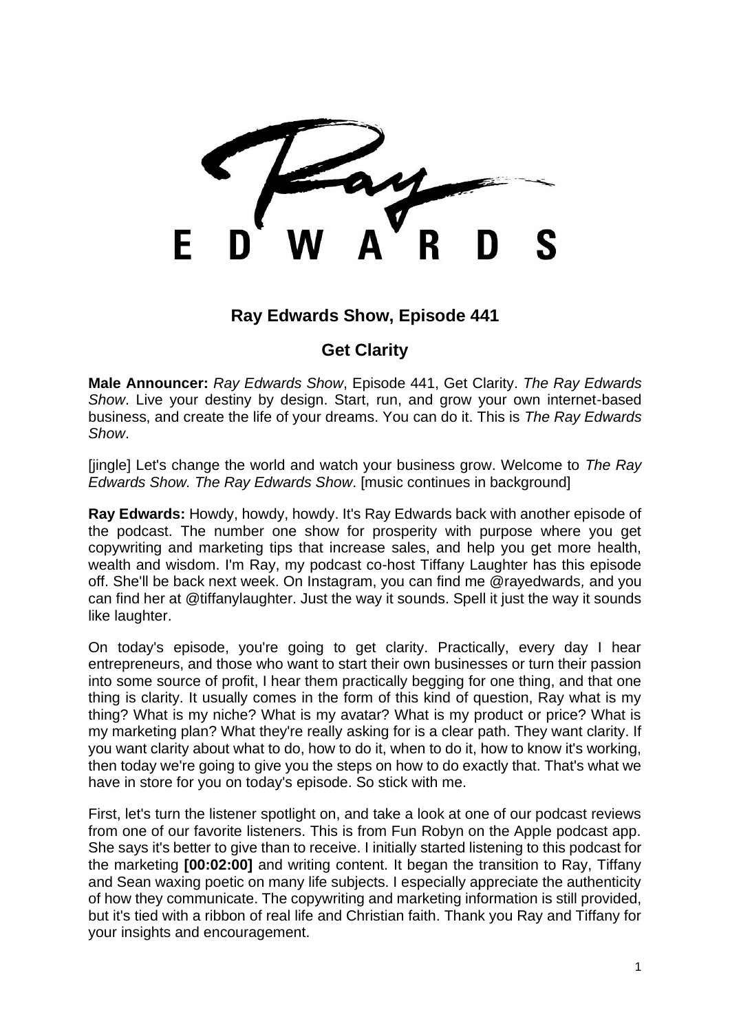# Ray Edwards Show, Episode 441

## Get Clarity

**Male Announcer:** *Ray Edwards Show*, Episode 441, Get Clarity. *The Ray Edwards Show*. Live your destiny by design. Start, run, and grow your own internet-based business, and create the life of your dreams. You can do it. This is *The Ray Edwards Show*.

[jingle] Let's change the world and watch your business grow. Welcome to *The Ray Edwards Show. The Ray Edwards Show*. [music continues in background]

**Ray Edwards:** Howdy, howdy, howdy. It's Ray Edwards back with another episode of the podcast. The number one show for prosperity with purpose where you get copywriting and marketing tips that increase sales, and help you get more health, wealth and wisdom. I'm Ray, my podcast co-host Tiffany Laughter has this episode off. She'll be back next week. On Instagram, you can find me @rayedwards*,* and you can find her at @tiffanylaughter. Just the way it sounds. Spell it just the way it sounds like laughter.

On today's episode, you're going to get clarity. Practically, every day I hear entrepreneurs, and those who want to start their own businesses or turn their passion into some source of profit, I hear them practically begging for one thing, and that one thing is clarity. It usually comes in the form of this kind of question, Ray what is my thing? What is my niche? What is my avatar? What is my product or price? What is my marketing plan? What they're really asking for is a clear path. They want clarity. If you want clarity about what to do, how to do it, when to do it, how to know it's working, then today we're going to give you the steps on how to do exactly that. That's what we have in store for you on today's episode. So stick with me.

First, let's turn the listener spotlight on, and take a look at one of our podcast reviews from one of our favorite listeners. This is from Fun Robyn on the Apple podcast app. She says it's better to give than to receive. I initially started listening to this podcast for the marketing **[00:02:00]** and writing content. It began the transition to Ray, Tiffany and Sean waxing poetic on many life subjects. I especially appreciate the authenticity of how they communicate. The copywriting and marketing information is still provided, but it's tied with a ribbon of real life and Christian faith. Thank you Ray and Tiffany for your insights and encouragement.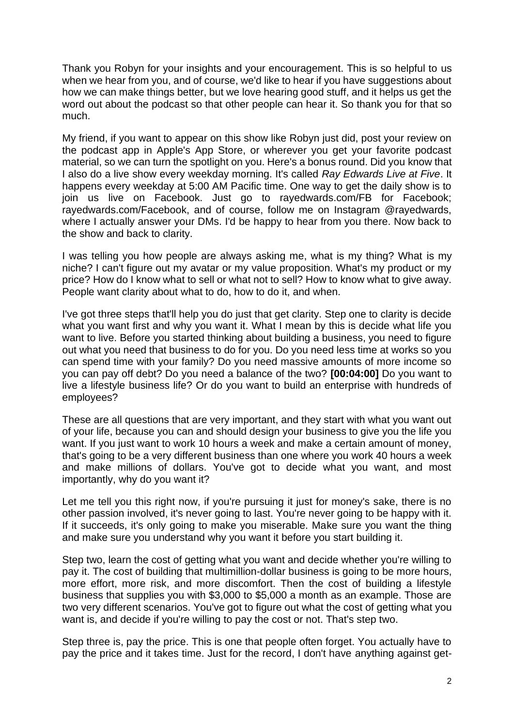Thank you Robyn for your insights and your encouragement. This is so helpful to us when we hear from you, and of course, we'd like to hear if you have suggestions about how we can make things better, but we love hearing good stuff, and it helps us get the word out about the podcast so that other people can hear it. So thank you for that so much.

My friend, if you want to appear on this show like Robyn just did, post your review on the podcast app in Apple's App Store, or wherever you get your favorite podcast material, so we can turn the spotlight on you. Here's a bonus round. Did you know that I also do a live show every weekday morning. It's called *Ray Edwards Live at Five*. It happens every weekday at 5:00 AM Pacific time. One way to get the daily show is to join us live on Facebook. Just go to rayedwards.com/FB for Facebook; rayedwards.com/Facebook, and of course, follow me on Instagram @rayedwards, where I actually answer your DMs. I'd be happy to hear from you there. Now back to the show and back to clarity.

I was telling you how people are always asking me, what is my thing? What is my niche? I can't figure out my avatar or my value proposition. What's my product or my price? How do I know what to sell or what not to sell? How to know what to give away. People want clarity about what to do, how to do it, and when.

I've got three steps that'll help you do just that get clarity. Step one to clarity is decide what you want first and why you want it. What I mean by this is decide what life you want to live. Before you started thinking about building a business, you need to figure out what you need that business to do for you. Do you need less time at works so you can spend time with your family? Do you need massive amounts of more income so you can pay off debt? Do you need a balance of the two? **[00:04:00]** Do you want to live a lifestyle business life? Or do you want to build an enterprise with hundreds of employees?

These are all questions that are very important, and they start with what you want out of your life, because you can and should design your business to give you the life you want. If you just want to work 10 hours a week and make a certain amount of money, that's going to be a very different business than one where you work 40 hours a week and make millions of dollars. You've got to decide what you want, and most importantly, why do you want it?

Let me tell you this right now, if you're pursuing it just for money's sake, there is no other passion involved, it's never going to last. You're never going to be happy with it. If it succeeds, it's only going to make you miserable. Make sure you want the thing and make sure you understand why you want it before you start building it.

Step two, learn the cost of getting what you want and decide whether you're willing to pay it. The cost of building that multimillion-dollar business is going to be more hours, more effort, more risk, and more discomfort. Then the cost of building a lifestyle business that supplies you with $3,000 to $5,000 a month as an example. Those are two very different scenarios. You've got to figure out what the cost of getting what you want is, and decide if you're willing to pay the cost or not. That's step two.

Step three is, pay the price. This is one that people often forget. You actually have to pay the price and it takes time. Just for the record, I don't have anything against get-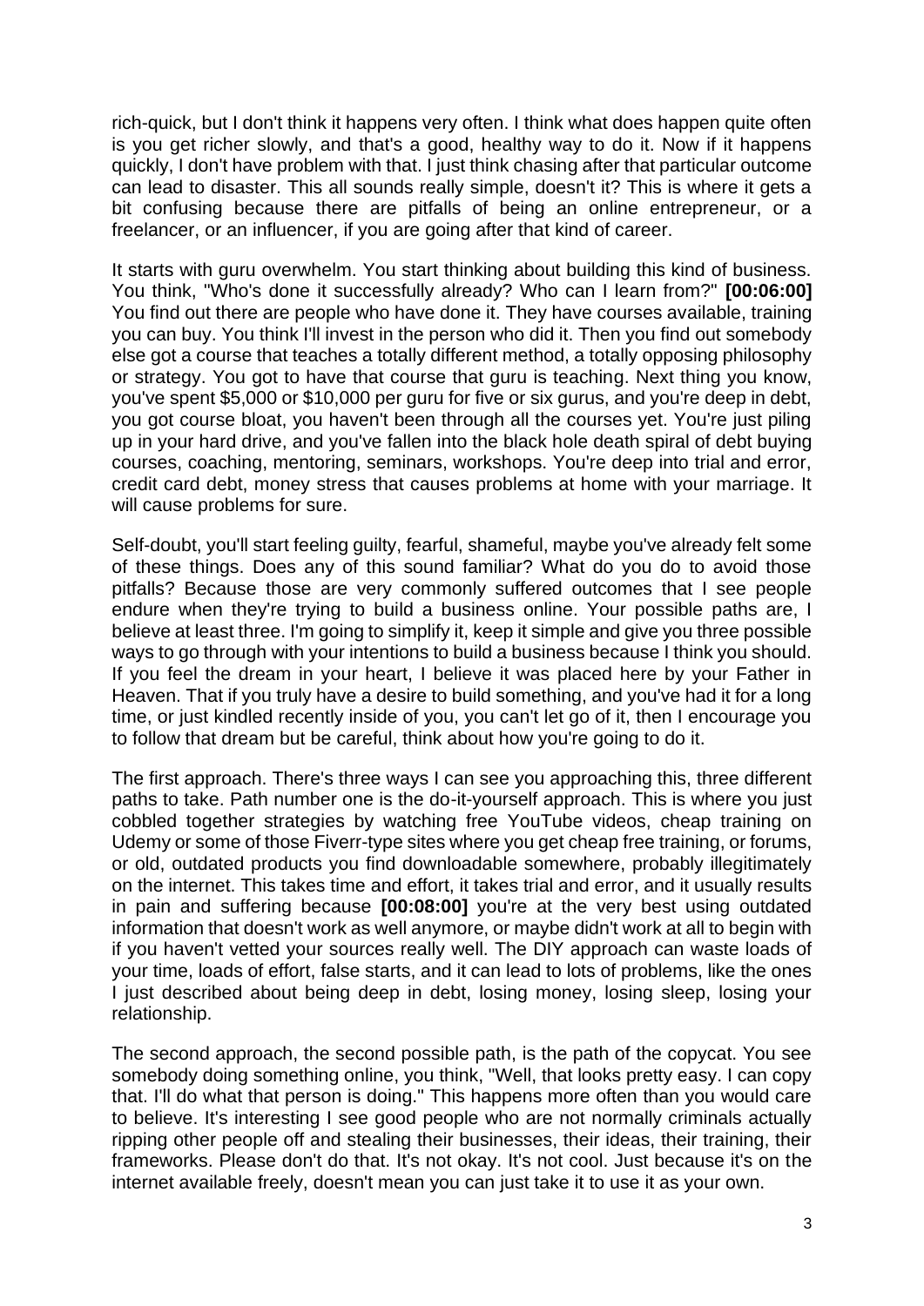rich-quick, but I don't think it happens very often. I think what does happen quite often is you get richer slowly, and that's a good, healthy way to do it. Now if it happens quickly, I don't have problem with that. I just think chasing after that particular outcome can lead to disaster. This all sounds really simple, doesn't it? This is where it gets a bit confusing because there are pitfalls of being an online entrepreneur, or a freelancer, or an influencer, if you are going after that kind of career.

It starts with guru overwhelm. You start thinking about building this kind of business. You think, "Who's done it successfully already? Who can I learn from?" **[00:06:00]** You find out there are people who have done it. They have courses available, training you can buy. You think I'll invest in the person who did it. Then you find out somebody else got a course that teaches a totally different method, a totally opposing philosophy or strategy. You got to have that course that guru is teaching. Next thing you know, you've spent $5,000 or $10,000 per guru for five or six gurus, and you're deep in debt, you got course bloat, you haven't been through all the courses yet. You're just piling up in your hard drive, and you've fallen into the black hole death spiral of debt buying courses, coaching, mentoring, seminars, workshops. You're deep into trial and error, credit card debt, money stress that causes problems at home with your marriage. It will cause problems for sure.

Self-doubt, you'll start feeling guilty, fearful, shameful, maybe you've already felt some of these things. Does any of this sound familiar? What do you do to avoid those pitfalls? Because those are very commonly suffered outcomes that I see people endure when they're trying to build a business online. Your possible paths are, I believe at least three. I'm going to simplify it, keep it simple and give you three possible ways to go through with your intentions to build a business because I think you should. If you feel the dream in your heart, I believe it was placed here by your Father in Heaven. That if you truly have a desire to build something, and you've had it for a long time, or just kindled recently inside of you, you can't let go of it, then I encourage you to follow that dream but be careful, think about how you're going to do it.

The first approach. There's three ways I can see you approaching this, three different paths to take. Path number one is the do-it-yourself approach. This is where you just cobbled together strategies by watching free YouTube videos, cheap training on Udemy or some of those Fiverr-type sites where you get cheap free training, or forums, or old, outdated products you find downloadable somewhere, probably illegitimately on the internet. This takes time and effort, it takes trial and error, and it usually results in pain and suffering because **[00:08:00]** you're at the very best using outdated information that doesn't work as well anymore, or maybe didn't work at all to begin with if you haven't vetted your sources really well. The DIY approach can waste loads of your time, loads of effort, false starts, and it can lead to lots of problems, like the ones I just described about being deep in debt, losing money, losing sleep, losing your relationship.

The second approach, the second possible path, is the path of the copycat. You see somebody doing something online, you think, "Well, that looks pretty easy. I can copy that. I'll do what that person is doing." This happens more often than you would care to believe. It's interesting I see good people who are not normally criminals actually ripping other people off and stealing their businesses, their ideas, their training, their frameworks. Please don't do that. It's not okay. It's not cool. Just because it's on the internet available freely, doesn't mean you can just take it to use it as your own.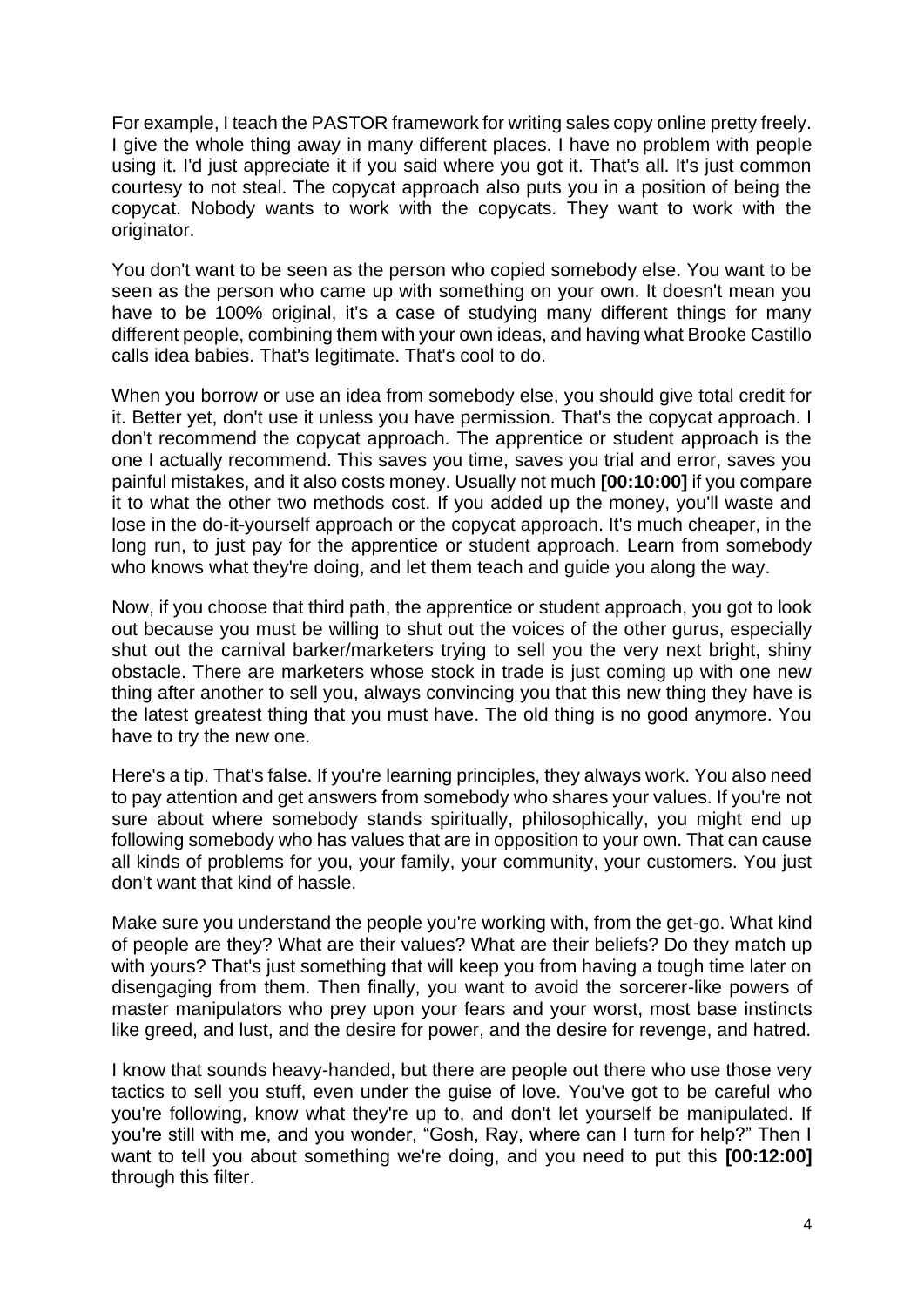For example, I teach the PASTOR framework for writing sales copy online pretty freely. I give the whole thing away in many different places. I have no problem with people using it. I'd just appreciate it if you said where you got it. That's all. It's just common courtesy to not steal. The copycat approach also puts you in a position of being the copycat. Nobody wants to work with the copycats. They want to work with the originator.

You don't want to be seen as the person who copied somebody else. You want to be seen as the person who came up with something on your own. It doesn't mean you have to be 100% original, it's a case of studying many different things for many different people, combining them with your own ideas, and having what Brooke Castillo calls idea babies. That's legitimate. That's cool to do.

When you borrow or use an idea from somebody else, you should give total credit for it. Better yet, don't use it unless you have permission. That's the copycat approach. I don't recommend the copycat approach. The apprentice or student approach is the one I actually recommend. This saves you time, saves you trial and error, saves you painful mistakes, and it also costs money. Usually not much **[00:10:00]** if you compare it to what the other two methods cost. If you added up the money, you'll waste and lose in the do-it-yourself approach or the copycat approach. It's much cheaper, in the long run, to just pay for the apprentice or student approach. Learn from somebody who knows what they're doing, and let them teach and guide you along the way.

Now, if you choose that third path, the apprentice or student approach, you got to look out because you must be willing to shut out the voices of the other gurus, especially shut out the carnival barker/marketers trying to sell you the very next bright, shiny obstacle. There are marketers whose stock in trade is just coming up with one new thing after another to sell you, always convincing you that this new thing they have is the latest greatest thing that you must have. The old thing is no good anymore. You have to try the new one.

Here's a tip. That's false. If you're learning principles, they always work. You also need to pay attention and get answers from somebody who shares your values. If you're not sure about where somebody stands spiritually, philosophically, you might end up following somebody who has values that are in opposition to your own. That can cause all kinds of problems for you, your family, your community, your customers. You just don't want that kind of hassle.

Make sure you understand the people you're working with, from the get-go. What kind of people are they? What are their values? What are their beliefs? Do they match up with yours? That's just something that will keep you from having a tough time later on disengaging from them. Then finally, you want to avoid the sorcerer-like powers of master manipulators who prey upon your fears and your worst, most base instincts like greed, and lust, and the desire for power, and the desire for revenge, and hatred.

I know that sounds heavy-handed, but there are people out there who use those very tactics to sell you stuff, even under the guise of love. You've got to be careful who you're following, know what they're up to, and don't let yourself be manipulated. If you're still with me, and you wonder, "Gosh, Ray, where can I turn for help?" Then I want to tell you about something we're doing, and you need to put this **[00:12:00]** through this filter.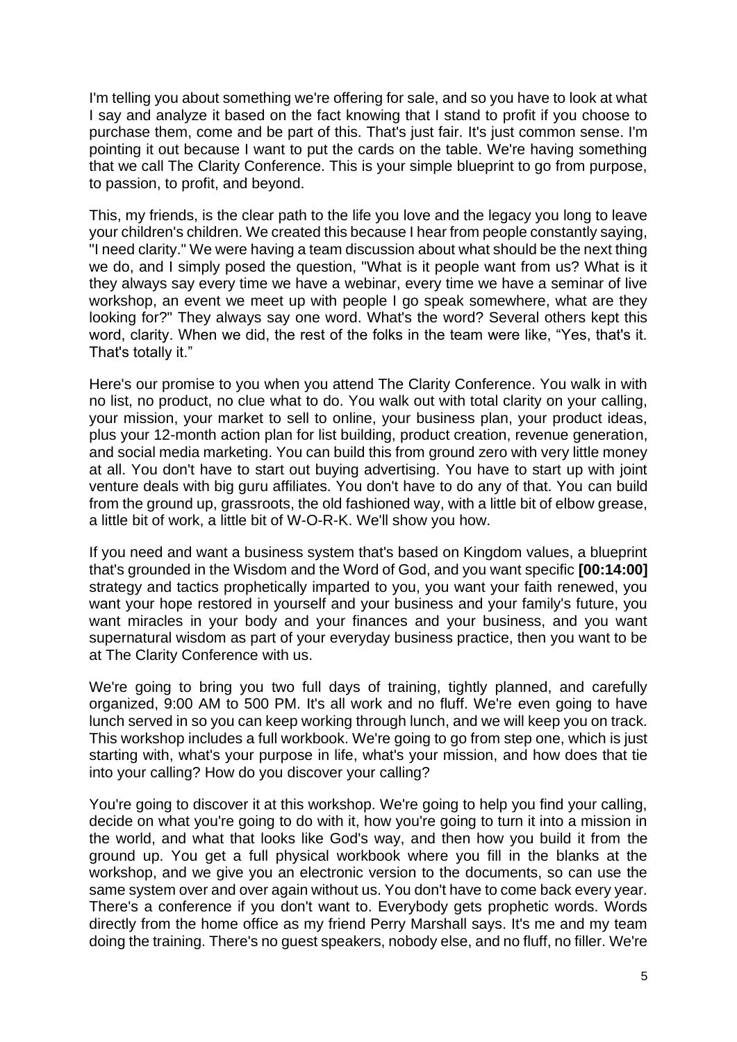I'm telling you about something we're offering for sale, and so you have to look at what I say and analyze it based on the fact knowing that I stand to profit if you choose to purchase them, come and be part of this. That's just fair. It's just common sense. I'm pointing it out because I want to put the cards on the table. We're having something that we call The Clarity Conference. This is your simple blueprint to go from purpose, to passion, to profit, and beyond.

This, my friends, is the clear path to the life you love and the legacy you long to leave your children's children. We created this because I hear from people constantly saying, "I need clarity." We were having a team discussion about what should be the next thing we do, and I simply posed the question, "What is it people want from us? What is it they always say every time we have a webinar, every time we have a seminar of live workshop, an event we meet up with people I go speak somewhere, what are they looking for?" They always say one word. What's the word? Several others kept this word, clarity. When we did, the rest of the folks in the team were like, "Yes, that's it. That's totally it."

Here's our promise to you when you attend The Clarity Conference. You walk in with no list, no product, no clue what to do. You walk out with total clarity on your calling, your mission, your market to sell to online, your business plan, your product ideas, plus your 12-month action plan for list building, product creation, revenue generation, and social media marketing. You can build this from ground zero with very little money at all. You don't have to start out buying advertising. You have to start up with joint venture deals with big guru affiliates. You don't have to do any of that. You can build from the ground up, grassroots, the old fashioned way, with a little bit of elbow grease, a little bit of work, a little bit of W-O-R-K. We'll show you how.

If you need and want a business system that's based on Kingdom values, a blueprint that's grounded in the Wisdom and the Word of God, and you want specific **[00:14:00]** strategy and tactics prophetically imparted to you, you want your faith renewed, you want your hope restored in yourself and your business and your family's future, you want miracles in your body and your finances and your business, and you want supernatural wisdom as part of your everyday business practice, then you want to be at The Clarity Conference with us.

We're going to bring you two full days of training, tightly planned, and carefully organized, 9:00 AM to 500 PM. It's all work and no fluff. We're even going to have lunch served in so you can keep working through lunch, and we will keep you on track. This workshop includes a full workbook. We're going to go from step one, which is just starting with, what's your purpose in life, what's your mission, and how does that tie into your calling? How do you discover your calling?

You're going to discover it at this workshop. We're going to help you find your calling, decide on what you're going to do with it, how you're going to turn it into a mission in the world, and what that looks like God's way, and then how you build it from the ground up. You get a full physical workbook where you fill in the blanks at the workshop, and we give you an electronic version to the documents, so can use the same system over and over again without us. You don't have to come back every year. There's a conference if you don't want to. Everybody gets prophetic words. Words directly from the home office as my friend Perry Marshall says. It's me and my team doing the training. There's no guest speakers, nobody else, and no fluff, no filler. We're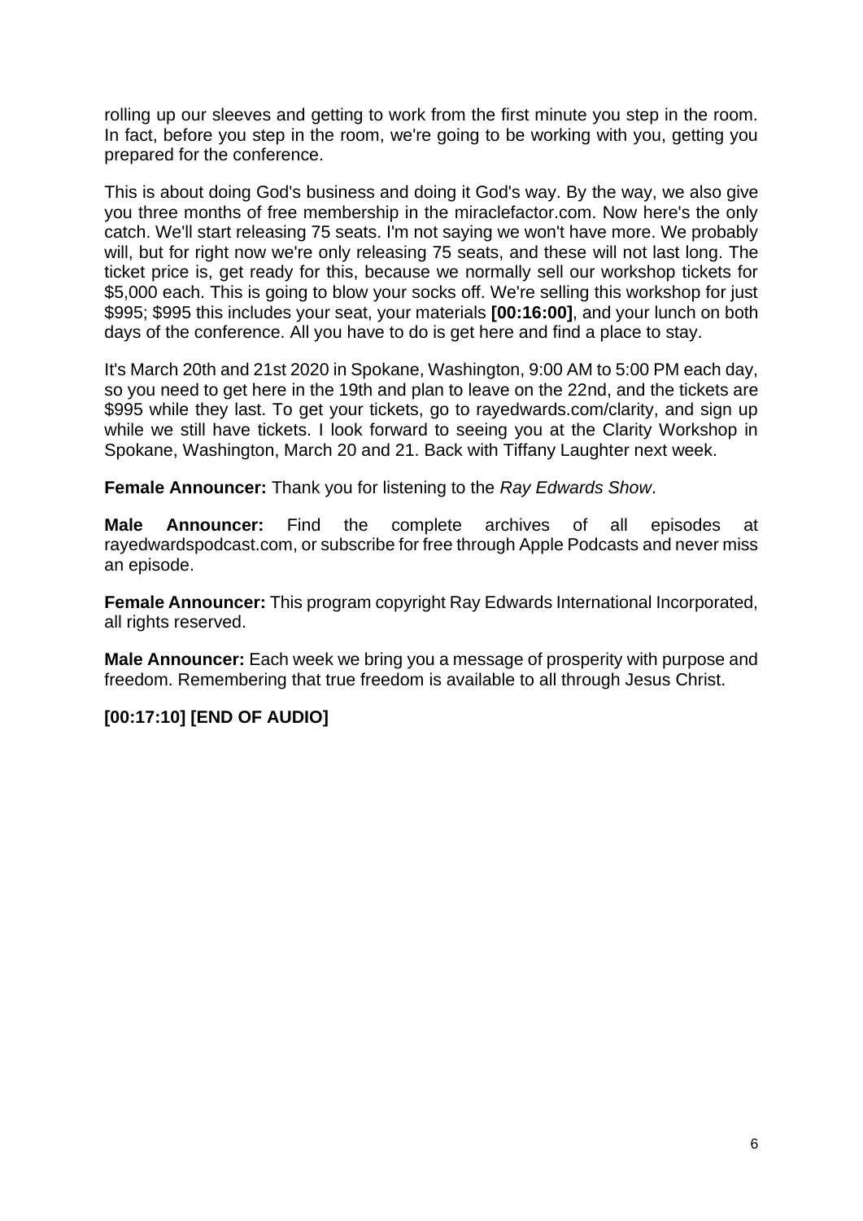rolling up our sleeves and getting to work from the first minute you step in the room. In fact, before you step in the room, we're going to be working with you, getting you prepared for the conference.

This is about doing God's business and doing it God's way. By the way, we also give you three months of free membership in the miraclefactor.com. Now here's the only catch. We'll start releasing 75 seats. I'm not saying we won't have more. We probably will, but for right now we're only releasing 75 seats, and these will not last long. The ticket price is, get ready for this, because we normally sell our workshop tickets for $5,000 each. This is going to blow your socks off. We're selling this workshop for just $995; $995 this includes your seat, your materials **[00:16:00]**, and your lunch on both days of the conference. All you have to do is get here and find a place to stay.

It's March 20th and 21st 2020 in Spokane, Washington, 9:00 AM to 5:00 PM each day, so you need to get here in the 19th and plan to leave on the 22nd, and the tickets are $995 while they last. To get your tickets, go to rayedwards.com/clarity, and sign up while we still have tickets. I look forward to seeing you at the Clarity Workshop in Spokane, Washington, March 20 and 21. Back with Tiffany Laughter next week.

**Female Announcer:** Thank you for listening to the *Ray Edwards Show*.

**Male Announcer:** Find the complete archives of all episodes at rayedwardspodcast.com, or subscribe for free through Apple Podcasts and never miss an episode.

**Female Announcer:** This program copyright Ray Edwards International Incorporated, all rights reserved.

**Male Announcer:** Each week we bring you a message of prosperity with purpose and freedom. Remembering that true freedom is available to all through Jesus Christ.

**[00:17:10] [END OF AUDIO]**